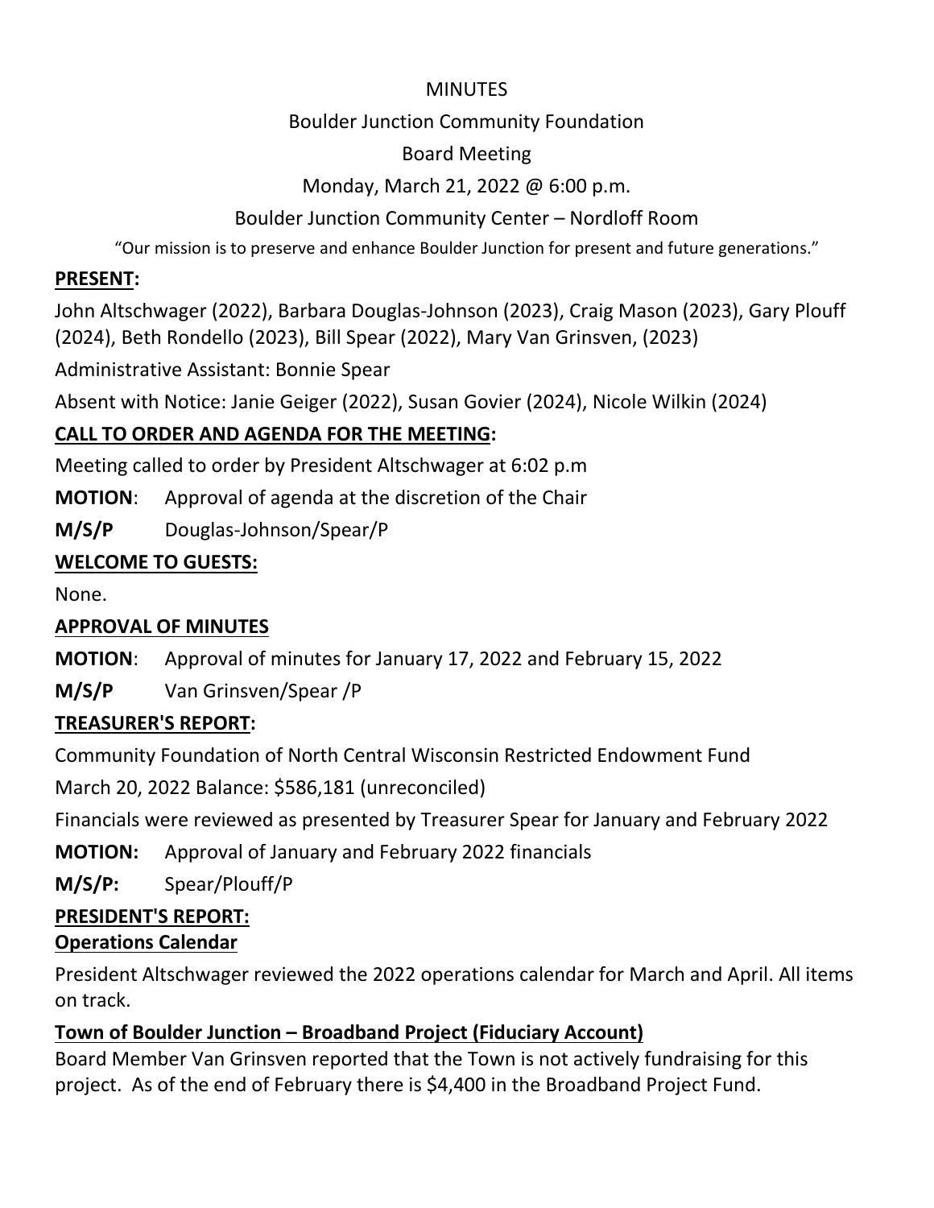MINUTES

Boulder Junction Community Foundation

Board Meeting

Monday, March 21, 2022 @ 6:00 p.m.

Boulder Junction Community Center – Nordloff Room

"Our mission is to preserve and enhance Boulder Junction for present and future generations."

**PRESENT:**

John Altschwager (2022), Barbara Douglas-Johnson (2023), Craig Mason (2023), Gary Plouff (2024), Beth Rondello (2023), Bill Spear (2022), Mary Van Grinsven, (2023)

Administrative Assistant: Bonnie Spear

Absent with Notice: Janie Geiger (2022), Susan Govier (2024), Nicole Wilkin (2024)

**CALL TO ORDER AND AGENDA FOR THE MEETING:**

Meeting called to order by President Altschwager at 6:02 p.m

**MOTION**: Approval of agenda at the discretion of the Chair

**M/S/P** Douglas-Johnson/Spear/P

**WELCOME TO GUESTS:**

None.

**APPROVAL OF MINUTES**

**MOTION**: Approval of minutes for January 17, 2022 and February 15, 2022

**M/S/P** Van Grinsven/Spear /P

**TREASURER'S REPORT:**

Community Foundation of North Central Wisconsin Restricted Endowment Fund

March 20, 2022 Balance: $586,181 (unreconciled)

Financials were reviewed as presented by Treasurer Spear for January and February 2022

**MOTION:** Approval of January and February 2022 financials

**M/S/P:** Spear/Plouff/P

**PRESIDENT'S REPORT:**

**Operations Calendar**

President Altschwager reviewed the 2022 operations calendar for March and April. All items on track.

**Town of Boulder Junction – Broadband Project (Fiduciary Account)**

Board Member Van Grinsven reported that the Town is not actively fundraising for this project. As of the end of February there is $4,400 in the Broadband Project Fund.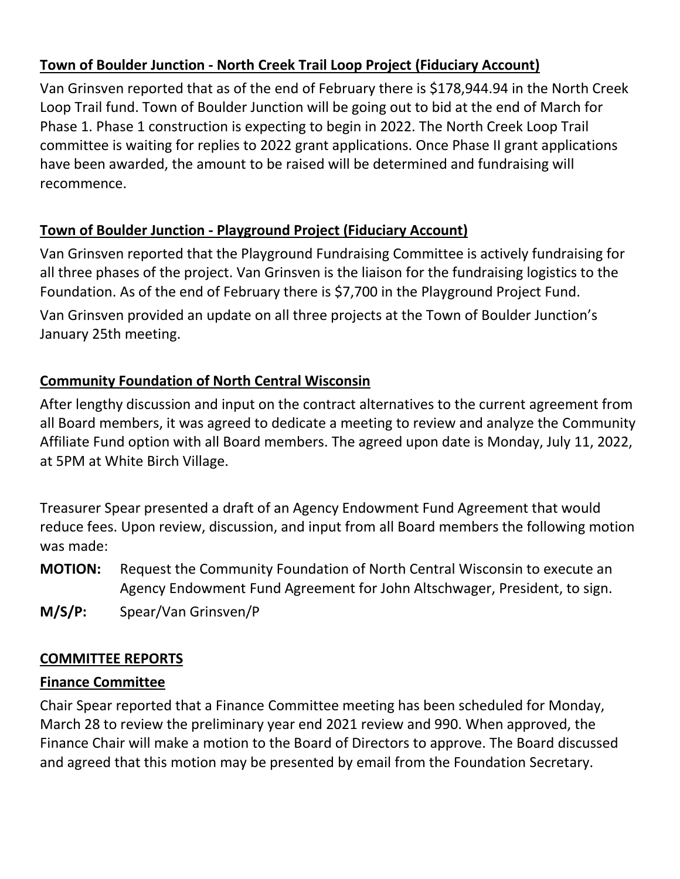**Town of Boulder Junction - North Creek Trail Loop Project (Fiduciary Account)**

Van Grinsven reported that as of the end of February there is $178,944.94 in the North Creek Loop Trail fund. Town of Boulder Junction will be going out to bid at the end of March for Phase 1. Phase 1 construction is expecting to begin in 2022. The North Creek Loop Trail committee is waiting for replies to 2022 grant applications. Once Phase II grant applications have been awarded, the amount to be raised will be determined and fundraising will recommence.

**Town of Boulder Junction - Playground Project (Fiduciary Account)**

Van Grinsven reported that the Playground Fundraising Committee is actively fundraising for all three phases of the project. Van Grinsven is the liaison for the fundraising logistics to the Foundation. As of the end of February there is $7,700 in the Playground Project Fund.

Van Grinsven provided an update on all three projects at the Town of Boulder Junction's January 25th meeting.

**Community Foundation of North Central Wisconsin**

After lengthy discussion and input on the contract alternatives to the current agreement from all Board members, it was agreed to dedicate a meeting to review and analyze the Community Affiliate Fund option with all Board members. The agreed upon date is Monday, July 11, 2022, at 5PM at White Birch Village.

Treasurer Spear presented a draft of an Agency Endowment Fund Agreement that would reduce fees. Upon review, discussion, and input from all Board members the following motion was made:

**MOTION:** Request the Community Foundation of North Central Wisconsin to execute an Agency Endowment Fund Agreement for John Altschwager, President, to sign.

**M/S/P:** Spear/Van Grinsven/P

**COMMITTEE REPORTS**

**Finance Committee**

Chair Spear reported that a Finance Committee meeting has been scheduled for Monday, March 28 to review the preliminary year end 2021 review and 990. When approved, the Finance Chair will make a motion to the Board of Directors to approve. The Board discussed and agreed that this motion may be presented by email from the Foundation Secretary.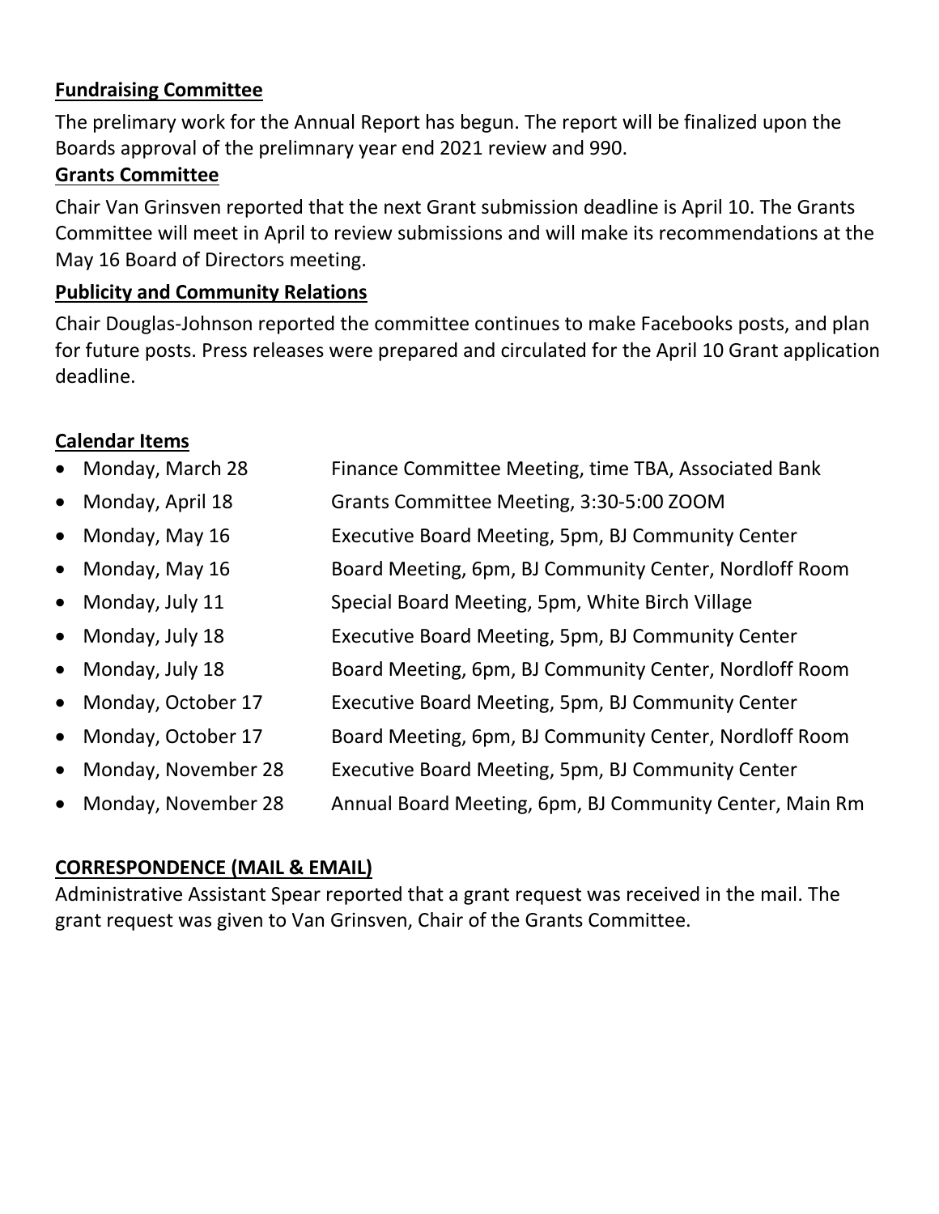**Fundraising Committee**

The prelimary work for the Annual Report has begun. The report will be finalized upon the Boards approval of the prelimnary year end 2021 review and 990.

**Grants Committee**

Chair Van Grinsven reported that the next Grant submission deadline is April 10. The Grants Committee will meet in April to review submissions and will make its recommendations at the May 16 Board of Directors meeting.

**Publicity and Community Relations**

Chair Douglas-Johnson reported the committee continues to make Facebooks posts, and plan for future posts. Press releases were prepared and circulated for the April 10 Grant application deadline.

**Calendar Items**

- Monday, March 28 — Finance Committee Meeting, time TBA, Associated Bank
- Monday, April 18 — Grants Committee Meeting, 3:30-5:00 ZOOM
- Monday, May 16 — Executive Board Meeting, 5pm, BJ Community Center
- Monday, May 16 — Board Meeting, 6pm, BJ Community Center, Nordloff Room
- Monday, July 11 — Special Board Meeting, 5pm, White Birch Village
- Monday, July 18 — Executive Board Meeting, 5pm, BJ Community Center
- Monday, July 18 — Board Meeting, 6pm, BJ Community Center, Nordloff Room
- Monday, October 17 — Executive Board Meeting, 5pm, BJ Community Center
- Monday, October 17 — Board Meeting, 6pm, BJ Community Center, Nordloff Room
- Monday, November 28 — Executive Board Meeting, 5pm, BJ Community Center
- Monday, November 28 — Annual Board Meeting, 6pm, BJ Community Center, Main Rm

**CORRESPONDENCE (MAIL & EMAIL)**

Administrative Assistant Spear reported that a grant request was received in the mail. The grant request was given to Van Grinsven, Chair of the Grants Committee.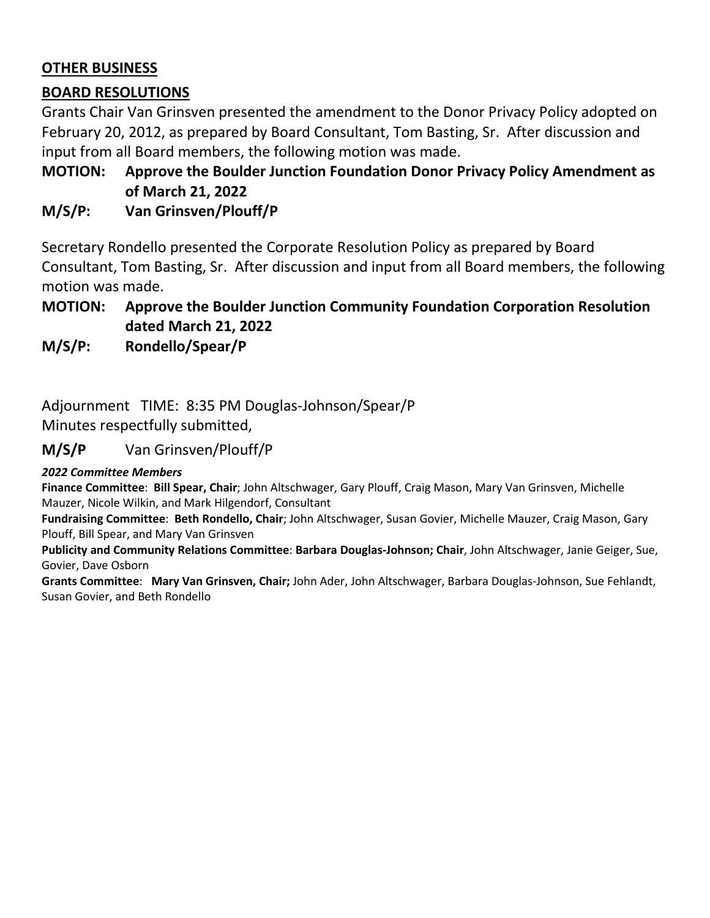**OTHER BUSINESS**

**BOARD RESOLUTIONS**

Grants Chair Van Grinsven presented the amendment to the Donor Privacy Policy adopted on February 20, 2012, as prepared by Board Consultant, Tom Basting, Sr. After discussion and input from all Board members, the following motion was made.

**MOTION: Approve the Boulder Junction Foundation Donor Privacy Policy Amendment as of March 21, 2022**

**M/S/P: Van Grinsven/Plouff/P**

Secretary Rondello presented the Corporate Resolution Policy as prepared by Board Consultant, Tom Basting, Sr. After discussion and input from all Board members, the following motion was made.

**MOTION: Approve the Boulder Junction Community Foundation Corporation Resolution dated March 21, 2022**

**M/S/P: Rondello/Spear/P**

Adjournment TIME: 8:35 PM Douglas-Johnson/Spear/P

Minutes respectfully submitted,

**M/S/P** Van Grinsven/Plouff/P

***2022 Committee Members***

**Finance Committee**: **Bill Spear, Chair**; John Altschwager, Gary Plouff, Craig Mason, Mary Van Grinsven, Michelle Mauzer, Nicole Wilkin, and Mark Hilgendorf, Consultant

**Fundraising Committee**: **Beth Rondello, Chair**; John Altschwager, Susan Govier, Michelle Mauzer, Craig Mason, Gary Plouff, Bill Spear, and Mary Van Grinsven

**Publicity and Community Relations Committee**: **Barbara Douglas-Johnson; Chair**, John Altschwager, Janie Geiger, Sue, Govier, Dave Osborn

**Grants Committee**: **Mary Van Grinsven, Chair;** John Ader, John Altschwager, Barbara Douglas-Johnson, Sue Fehlandt, Susan Govier, and Beth Rondello